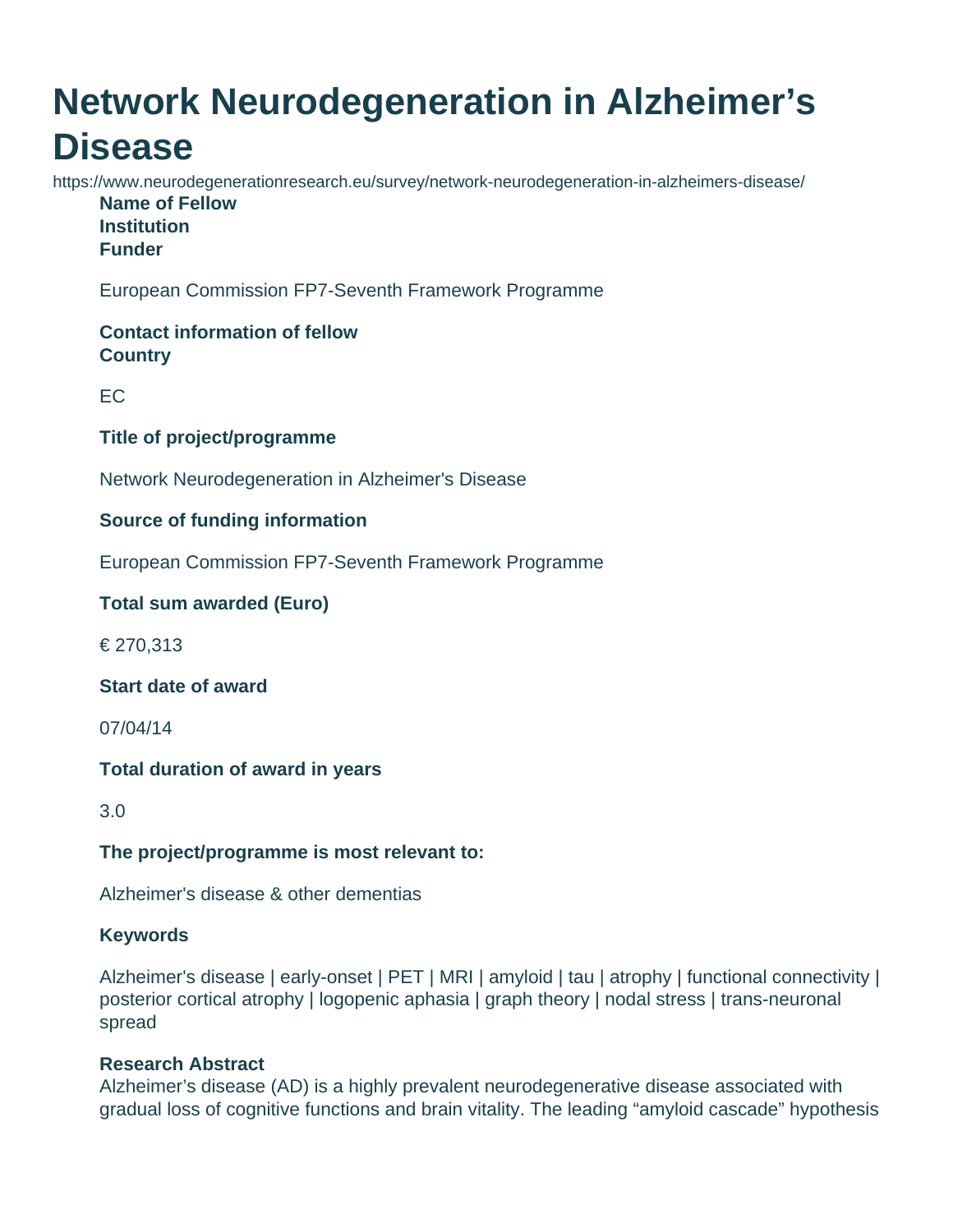# Network Neurodegeneration in Alzheimer's Disease

https://www.neurodegenerationresearch.eu/survey/network-neurodegeneration-in-alzheimers-disease/

**Name of Fellow**

**Institution**

**Funder**

European Commission FP7-Seventh Framework Programme

**Contact information of fellow**

**Country**

EC

**Title of project/programme**

Network Neurodegeneration in Alzheimer's Disease

**Source of funding information**

European Commission FP7-Seventh Framework Programme

**Total sum awarded (Euro)**

€ 270,313

**Start date of award**

07/04/14

**Total duration of award in years**

3.0

**The project/programme is most relevant to:**

Alzheimer's disease & other dementias

**Keywords**

Alzheimer's disease | early-onset | PET | MRI | amyloid | tau | atrophy | functional connectivity | posterior cortical atrophy | logopenic aphasia | graph theory | nodal stress | trans-neuronal spread

**Research Abstract**

Alzheimer's disease (AD) is a highly prevalent neurodegenerative disease associated with gradual loss of cognitive functions and brain vitality. The leading "amyloid cascade" hypothesis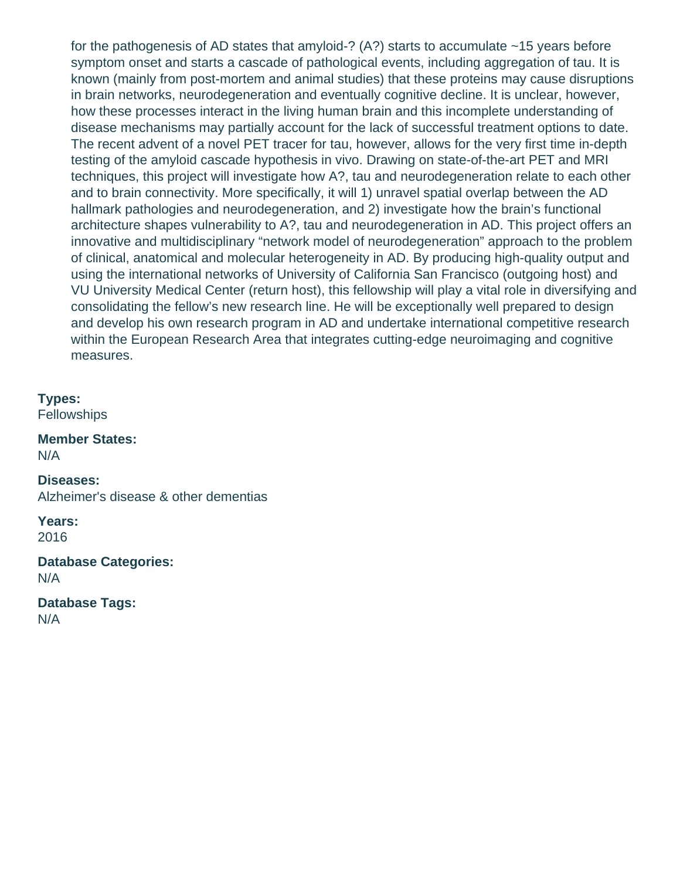for the pathogenesis of AD states that amyloid-? (A?) starts to accumulate ~15 years before symptom onset and starts a cascade of pathological events, including aggregation of tau. It is known (mainly from post-mortem and animal studies) that these proteins may cause disruptions in brain networks, neurodegeneration and eventually cognitive decline. It is unclear, however, how these processes interact in the living human brain and this incomplete understanding of disease mechanisms may partially account for the lack of successful treatment options to date. The recent advent of a novel PET tracer for tau, however, allows for the very first time in-depth testing of the amyloid cascade hypothesis in vivo. Drawing on state-of-the-art PET and MRI techniques, this project will investigate how A?, tau and neurodegeneration relate to each other and to brain connectivity. More specifically, it will 1) unravel spatial overlap between the AD hallmark pathologies and neurodegeneration, and 2) investigate how the brain's functional architecture shapes vulnerability to A?, tau and neurodegeneration in AD. This project offers an innovative and multidisciplinary "network model of neurodegeneration" approach to the problem of clinical, anatomical and molecular heterogeneity in AD. By producing high-quality output and using the international networks of University of California San Francisco (outgoing host) and VU University Medical Center (return host), this fellowship will play a vital role in diversifying and consolidating the fellow's new research line. He will be exceptionally well prepared to design and develop his own research program in AD and undertake international competitive research within the European Research Area that integrates cutting-edge neuroimaging and cognitive measures.

**Types:**
Fellowships

**Member States:**
N/A

**Diseases:**
Alzheimer's disease & other dementias

**Years:**
2016

**Database Categories:**
N/A

**Database Tags:**
N/A